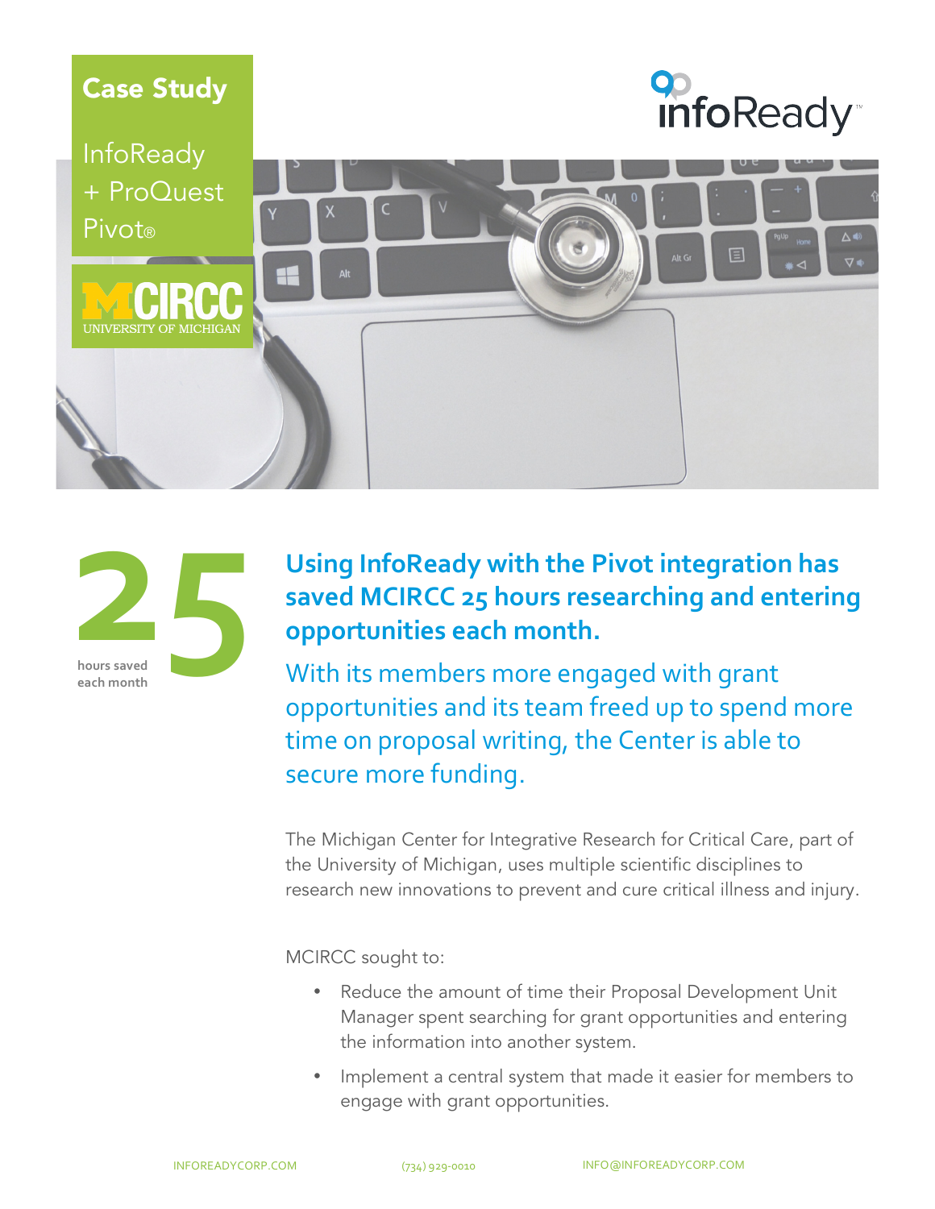# Case Study

InfoReady + ProQuest Pivot®

MCIRCC UNIVERSITY OF MICHIGAN

infoReady™

**25** hours saved each month

## Using InfoReady with the Pivot integration has saved MCIRCC 25 hours researching and entering opportunities each month.

With its members more engaged with grant opportunities and its team freed up to spend more time on proposal writing, the Center is able to secure more funding.

The Michigan Center for Integrative Research for Critical Care, part of the University of Michigan, uses multiple scientific disciplines to research new innovations to prevent and cure critical illness and injury.

MCIRCC sought to:

- Reduce the amount of time their Proposal Development Unit Manager spent searching for grant opportunities and entering the information into another system.
- Implement a central system that made it easier for members to engage with grant opportunities.

INFOREADYCORP.COM (734) 929-0010 INFO@INFOREADYCORP.COM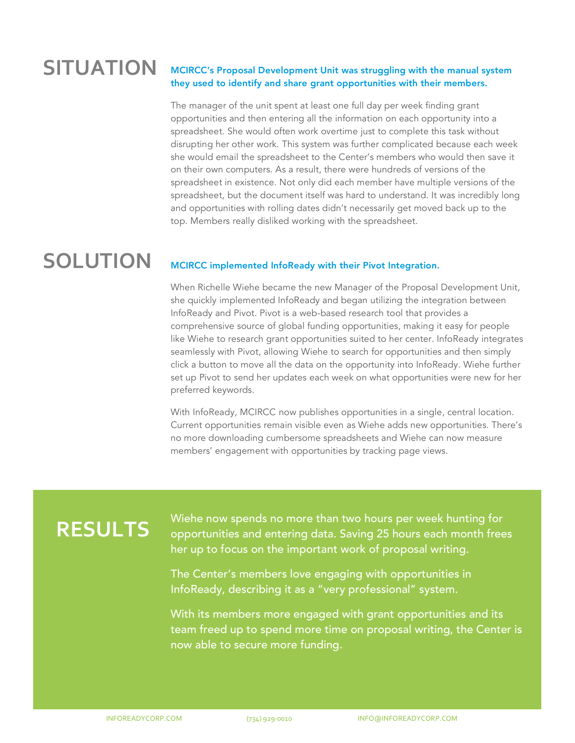## SITUATION

**MCIRCC's Proposal Development Unit was struggling with the manual system they used to identify and share grant opportunities with their members.**

The manager of the unit spent at least one full day per week finding grant opportunities and then entering all the information on each opportunity into a spreadsheet. She would often work overtime just to complete this task without disrupting her other work. This system was further complicated because each week she would email the spreadsheet to the Center's members who would then save it on their own computers. As a result, there were hundreds of versions of the spreadsheet in existence. Not only did each member have multiple versions of the spreadsheet, but the document itself was hard to understand. It was incredibly long and opportunities with rolling dates didn't necessarily get moved back up to the top. Members really disliked working with the spreadsheet.

## SOLUTION

**MCIRCC implemented InfoReady with their Pivot Integration.**

When Richelle Wiehe became the new Manager of the Proposal Development Unit, she quickly implemented InfoReady and began utilizing the integration between InfoReady and Pivot. Pivot is a web-based research tool that provides a comprehensive source of global funding opportunities, making it easy for people like Wiehe to research grant opportunities suited to her center. InfoReady integrates seamlessly with Pivot, allowing Wiehe to search for opportunities and then simply click a button to move all the data on the opportunity into InfoReady. Wiehe further set up Pivot to send her updates each week on what opportunities were new for her preferred keywords.

With InfoReady, MCIRCC now publishes opportunities in a single, central location. Current opportunities remain visible even as Wiehe adds new opportunities. There's no more downloading cumbersome spreadsheets and Wiehe can now measure members' engagement with opportunities by tracking page views.

## RESULTS

Wiehe now spends no more than two hours per week hunting for opportunities and entering data. Saving 25 hours each month frees her up to focus on the important work of proposal writing.

The Center's members love engaging with opportunities in InfoReady, describing it as a "very professional" system.

With its members more engaged with grant opportunities and its team freed up to spend more time on proposal writing, the Center is now able to secure more funding.

INFOREADYCORP.COM (734) 929-0010 INFO@INFOREADYCORP.COM